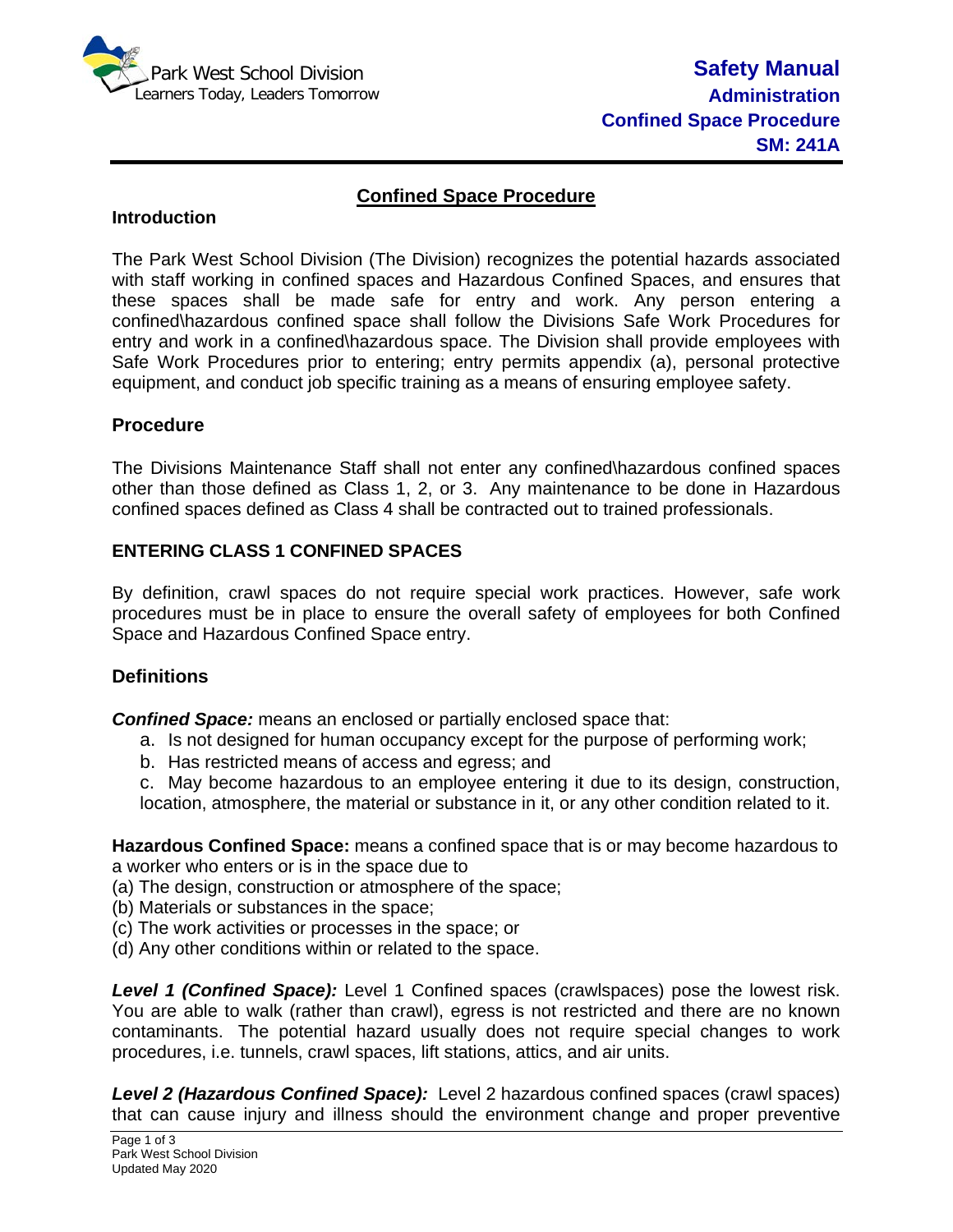# Confined Space Procedure

## Introduction

The Park West School Division (The Division) recognizes the potential hazards associated with staff working in confined spaces and Hazardous Confined Spaces, and ensures that these spaces shall be made safe for entry and work. Any person entering a confined\hazardous confined space shall follow the Divisions Safe Work Procedures for entry and work in a confined\hazardous space. The Division shall provide employees with Safe Work Procedures prior to entering; entry permits appendix (a), personal protective equipment, and conduct job specific training as a means of ensuring employee safety.

## Procedure

The Divisions Maintenance Staff shall not enter any confined\hazardous confined spaces other than those defined as Class 1, 2, or 3. Any maintenance to be done in Hazardous confined spaces defined as Class 4 shall be contracted out to trained professionals.

## ENTERING CLASS 1 CONFINED SPACES

By definition, crawl spaces do not require special work practices. However, safe work procedures must be in place to ensure the overall safety of employees for both Confined Space and Hazardous Confined Space entry.

## Definitions

***Confined Space:*** means an enclosed or partially enclosed space that:

a. Is not designed for human occupancy except for the purpose of performing work;
b. Has restricted means of access and egress; and
c. May become hazardous to an employee entering it due to its design, construction, location, atmosphere, the material or substance in it, or any other condition related to it.

**Hazardous Confined Space:** means a confined space that is or may become hazardous to a worker who enters or is in the space due to

(a) The design, construction or atmosphere of the space;
(b) Materials or substances in the space;
(c) The work activities or processes in the space; or
(d) Any other conditions within or related to the space.

***Level 1 (Confined Space):*** Level 1 Confined spaces (crawlspaces) pose the lowest risk. You are able to walk (rather than crawl), egress is not restricted and there are no known contaminants. The potential hazard usually does not require special changes to work procedures, i.e. tunnels, crawl spaces, lift stations, attics, and air units.

***Level 2 (Hazardous Confined Space):*** Level 2 hazardous confined spaces (crawl spaces) that can cause injury and illness should the environment change and proper preventive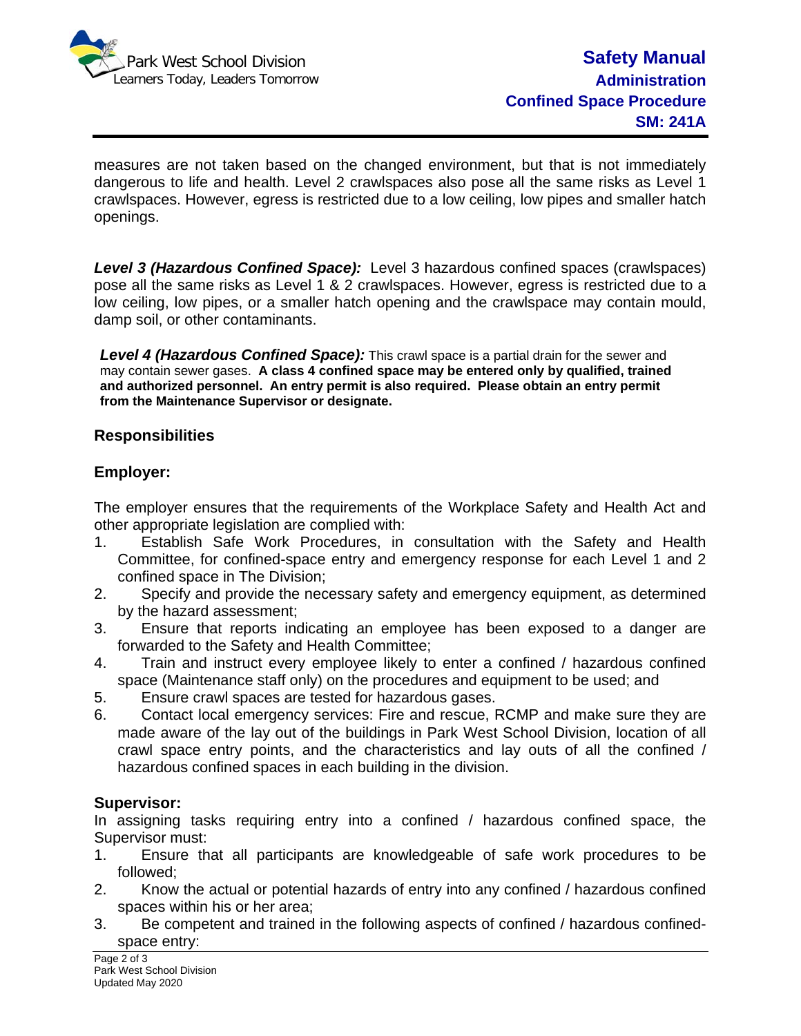measures are not taken based on the changed environment, but that is not immediately dangerous to life and health. Level 2 crawlspaces also pose all the same risks as Level 1 crawlspaces. However, egress is restricted due to a low ceiling, low pipes and smaller hatch openings.

***Level 3 (Hazardous Confined Space):*** Level 3 hazardous confined spaces (crawlspaces) pose all the same risks as Level 1 & 2 crawlspaces. However, egress is restricted due to a low ceiling, low pipes, or a smaller hatch opening and the crawlspace may contain mould, damp soil, or other contaminants.

***Level 4 (Hazardous Confined Space):*** This crawl space is a partial drain for the sewer and may contain sewer gases. **A class 4 confined space may be entered only by qualified, trained and authorized personnel. An entry permit is also required. Please obtain an entry permit from the Maintenance Supervisor or designate.**

## Responsibilities

### Employer:

The employer ensures that the requirements of the Workplace Safety and Health Act and other appropriate legislation are complied with:

1. Establish Safe Work Procedures, in consultation with the Safety and Health Committee, for confined-space entry and emergency response for each Level 1 and 2 confined space in The Division;
2. Specify and provide the necessary safety and emergency equipment, as determined by the hazard assessment;
3. Ensure that reports indicating an employee has been exposed to a danger are forwarded to the Safety and Health Committee;
4. Train and instruct every employee likely to enter a confined / hazardous confined space (Maintenance staff only) on the procedures and equipment to be used; and
5. Ensure crawl spaces are tested for hazardous gases.
6. Contact local emergency services: Fire and rescue, RCMP and make sure they are made aware of the lay out of the buildings in Park West School Division, location of all crawl space entry points, and the characteristics and lay outs of all the confined / hazardous confined spaces in each building in the division.

### Supervisor:

In assigning tasks requiring entry into a confined / hazardous confined space, the Supervisor must:

1. Ensure that all participants are knowledgeable of safe work procedures to be followed;
2. Know the actual or potential hazards of entry into any confined / hazardous confined spaces within his or her area;
3. Be competent and trained in the following aspects of confined / hazardous confined-space entry: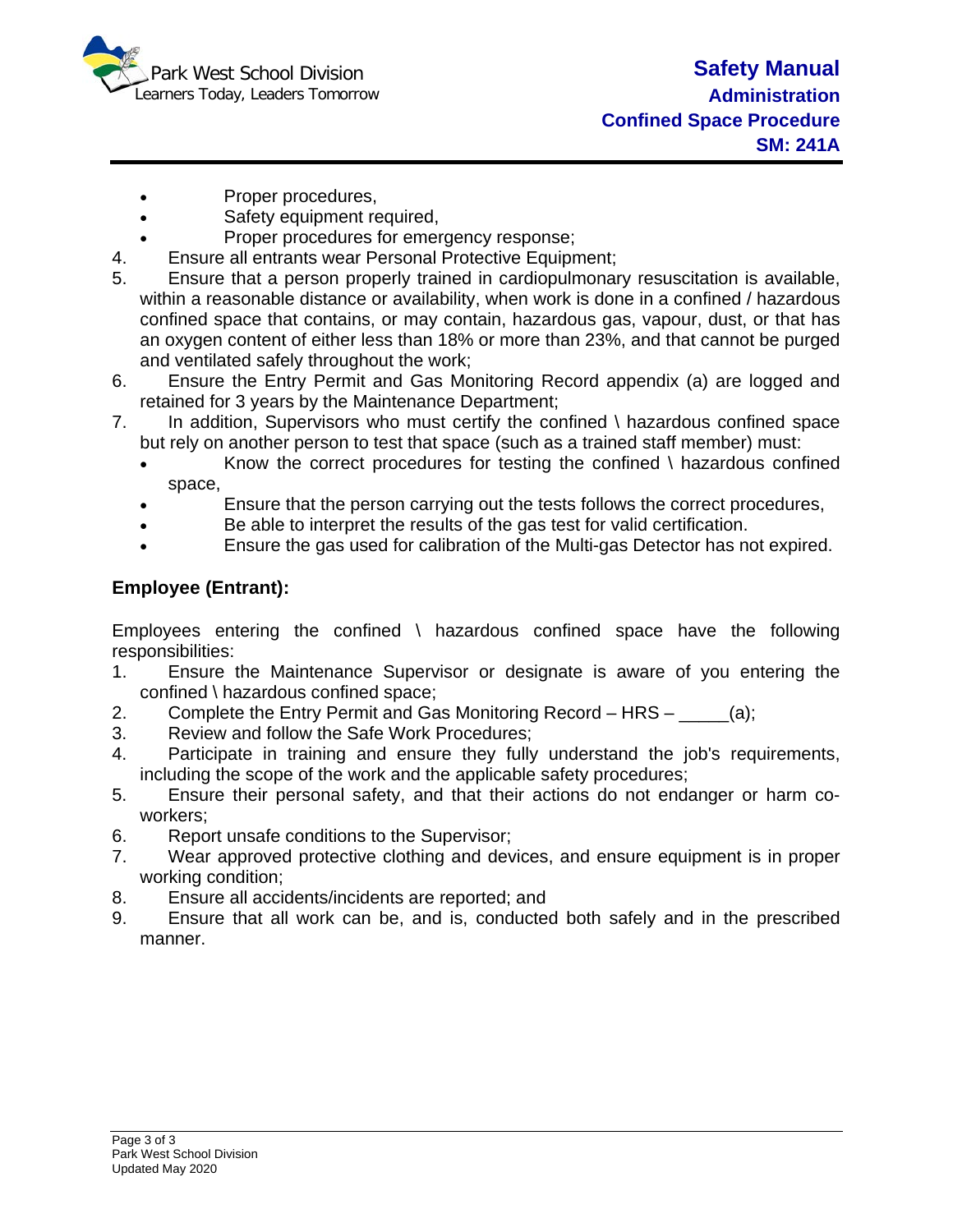- Proper procedures,
- Safety equipment required,
- Proper procedures for emergency response;

4. Ensure all entrants wear Personal Protective Equipment;
5. Ensure that a person properly trained in cardiopulmonary resuscitation is available, within a reasonable distance or availability, when work is done in a confined / hazardous confined space that contains, or may contain, hazardous gas, vapour, dust, or that has an oxygen content of either less than 18% or more than 23%, and that cannot be purged and ventilated safely throughout the work;
6. Ensure the Entry Permit and Gas Monitoring Record appendix (a) are logged and retained for 3 years by the Maintenance Department;
7. In addition, Supervisors who must certify the confined \ hazardous confined space but rely on another person to test that space (such as a trained staff member) must:
   - Know the correct procedures for testing the confined \ hazardous confined space,
   - Ensure that the person carrying out the tests follows the correct procedures,
   - Be able to interpret the results of the gas test for valid certification.
   - Ensure the gas used for calibration of the Multi-gas Detector has not expired.

## Employee (Entrant):

Employees entering the confined \ hazardous confined space have the following responsibilities:

1. Ensure the Maintenance Supervisor or designate is aware of you entering the confined \ hazardous confined space;
2. Complete the Entry Permit and Gas Monitoring Record – HRS – _____(a);
3. Review and follow the Safe Work Procedures;
4. Participate in training and ensure they fully understand the job's requirements, including the scope of the work and the applicable safety procedures;
5. Ensure their personal safety, and that their actions do not endanger or harm co-workers;
6. Report unsafe conditions to the Supervisor;
7. Wear approved protective clothing and devices, and ensure equipment is in proper working condition;
8. Ensure all accidents/incidents are reported; and
9. Ensure that all work can be, and is, conducted both safely and in the prescribed manner.